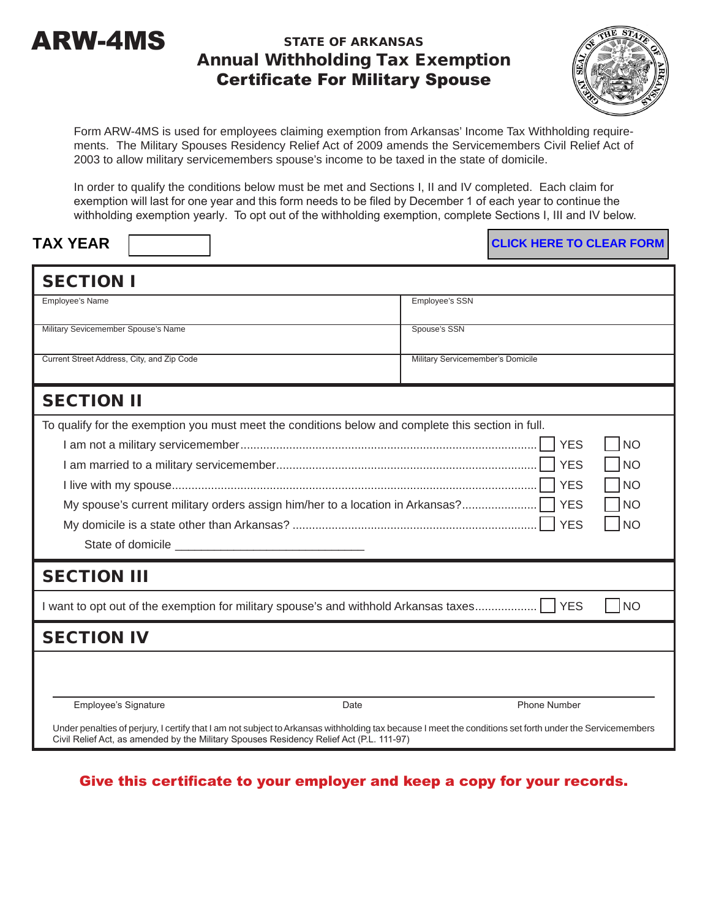# ARW-4MS

## STATE OF ARKANSAS
## Annual Withholding Tax Exemption Certificate For Military Spouse

Form ARW-4MS is used for employees claiming exemption from Arkansas' Income Tax Withholding requirements. The Military Spouses Residency Relief Act of 2009 amends the Servicemembers Civil Relief Act of 2003 to allow military servicemembers spouse's income to be taxed in the state of domicile.

In order to qualify the conditions below must be met and Sections I, II and IV completed. Each claim for exemption will last for one year and this form needs to be filed by December 1 of each year to continue the withholding exemption yearly. To opt out of the withholding exemption, complete Sections I, III and IV below.

**TAX YEAR** ☐

CLICK HERE TO CLEAR FORM

## SECTION I

| | |
|---|---|
| Employee's Name | Employee's SSN |
| Military Sevicemember Spouse's Name | Spouse's SSN |
| Current Street Address, City, and Zip Code | Military Servicemember's Domicile |

## SECTION II

To qualify for the exemption you must meet the conditions below and complete this section in full.

- I am not a military servicemember.......... ☐ YES ☐ NO
- I am married to a military servicemember.......... ☐ YES ☐ NO
- I live with my spouse.......... ☐ YES ☐ NO
- My spouse's current military orders assign him/her to a location in Arkansas?.......... ☐ YES ☐ NO
- My domicile is a state other than Arkansas? .......... ☐ YES ☐ NO

State of domicile ____________________________

## SECTION III

I want to opt out of the exemption for military spouse's and withhold Arkansas taxes.......... ☐ YES ☐ NO

## SECTION IV

| Employee's Signature | Date | Phone Number |
|---|---|---|

Under penalties of perjury, I certify that I am not subject to Arkansas withholding tax because I meet the conditions set forth under the Servicemembers Civil Relief Act, as amended by the Military Spouses Residency Relief Act (P.L. 111-97)

**Give this certificate to your employer and keep a copy for your records.**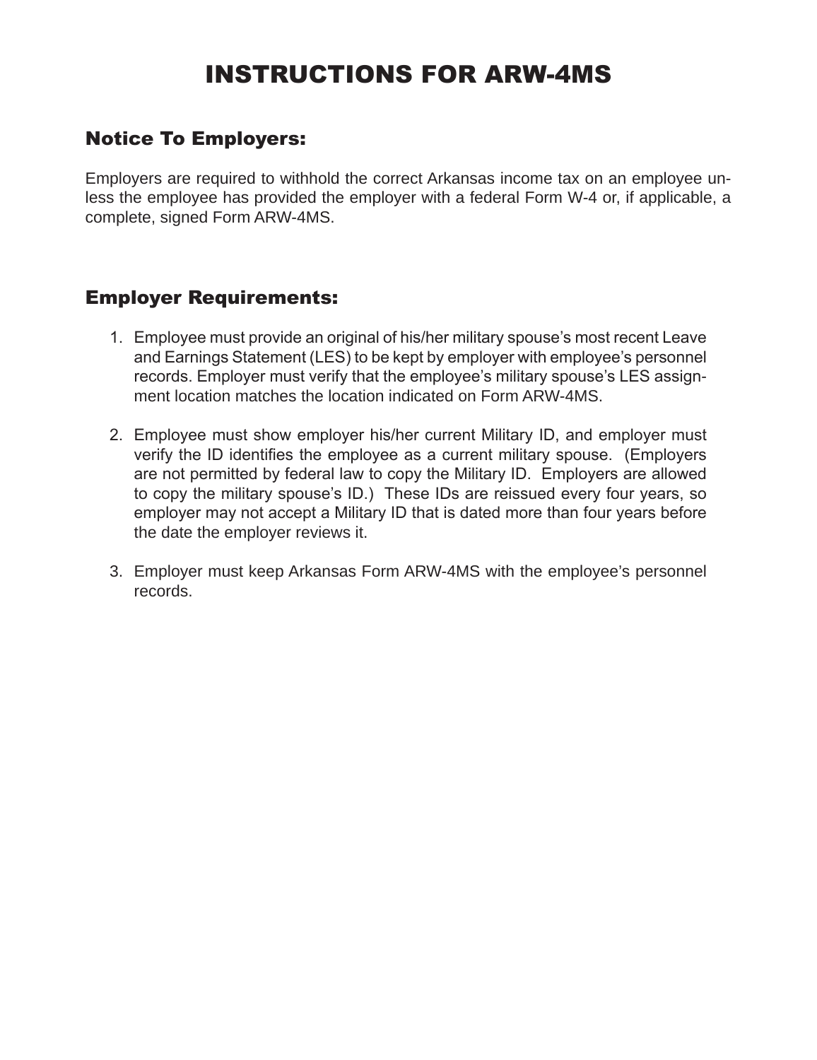# INSTRUCTIONS FOR ARW-4MS

## Notice To Employers:

Employers are required to withhold the correct Arkansas income tax on an employee unless the employee has provided the employer with a federal Form W-4 or, if applicable, a complete, signed Form ARW-4MS.

## Employer Requirements:

1. Employee must provide an original of his/her military spouse's most recent Leave and Earnings Statement (LES) to be kept by employer with employee's personnel records. Employer must verify that the employee's military spouse's LES assignment location matches the location indicated on Form ARW-4MS.

2. Employee must show employer his/her current Military ID, and employer must verify the ID identifies the employee as a current military spouse. (Employers are not permitted by federal law to copy the Military ID. Employers are allowed to copy the military spouse's ID.) These IDs are reissued every four years, so employer may not accept a Military ID that is dated more than four years before the date the employer reviews it.

3. Employer must keep Arkansas Form ARW-4MS with the employee's personnel records.